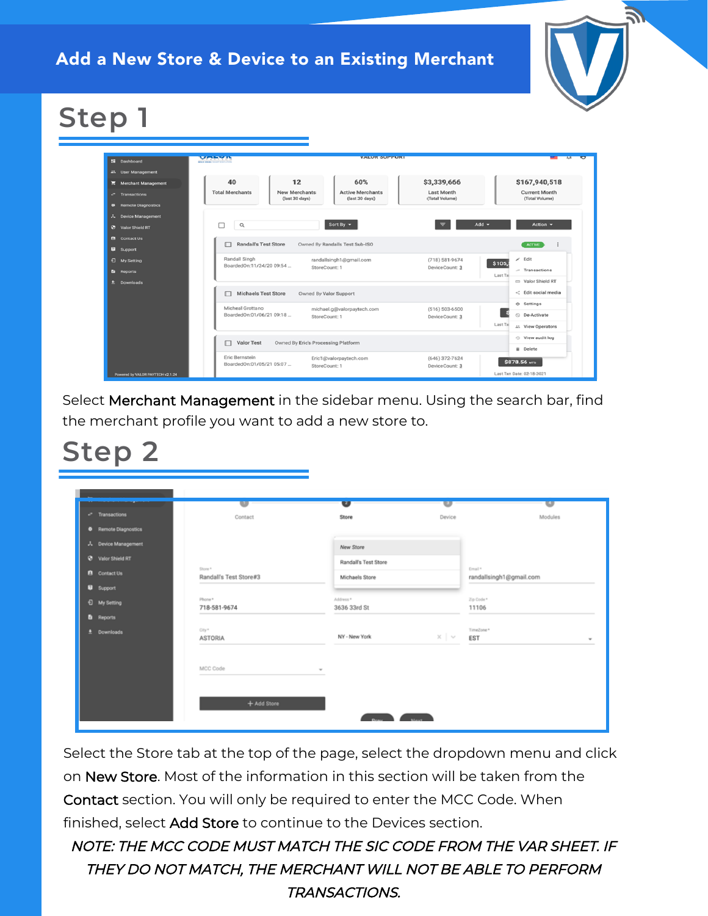# Add a New Store & Device to an Existing Merchant

## Step 1

Select **Merchant Management** in the sidebar menu. Using the search bar, find the merchant profile you want to add a new store to.

## Step 2

Select the Store tab at the top of the page, select the dropdown menu and click on **New Store**. Most of the information in this section will be taken from the **Contact** section. You will only be required to enter the MCC Code. When finished, select **Add Store** to continue to the Devices section.

*NOTE: THE MCC CODE MUST MATCH THE SIC CODE FROM THE VAR SHEET. IF THEY DO NOT MATCH, THE MERCHANT WILL NOT BE ABLE TO PERFORM TRANSACTIONS.*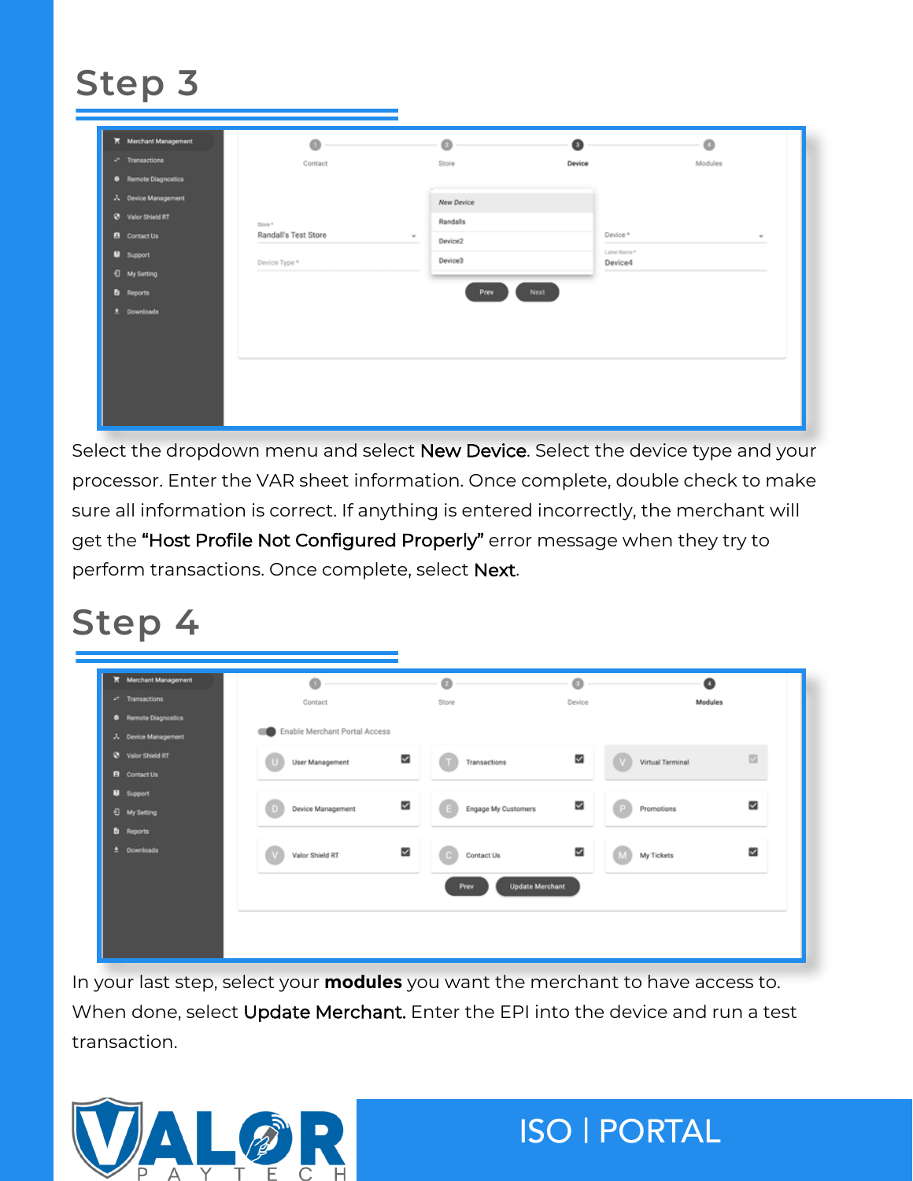## Step 3

Select the dropdown menu and select New Device. Select the device type and your processor. Enter the VAR sheet information. Once complete, double check to make sure all information is correct. If anything is entered incorrectly, the merchant will get the "Host Profile Not Configured Properly" error message when they try to perform transactions. Once complete, select Next.

## Step 4

In your last step, select your **modules** you want the merchant to have access to. When done, select Update Merchant. Enter the EPI into the device and run a test transaction.